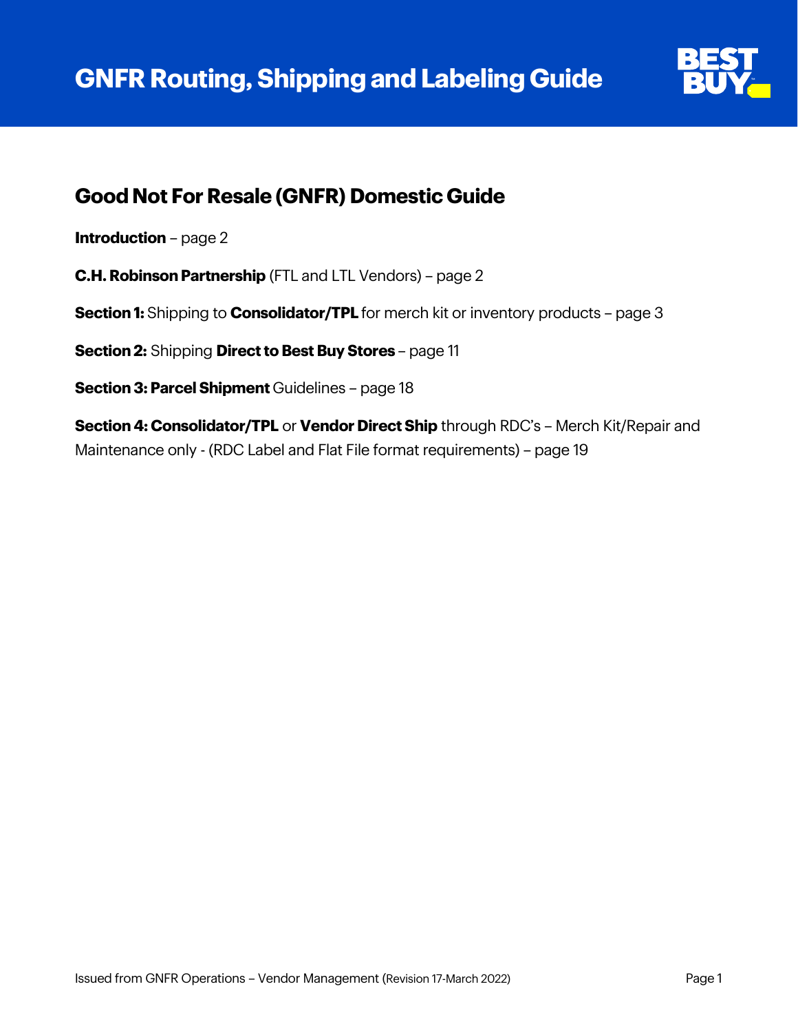# GNFR Routing, Shipping and Labeling Guide

## Good Not For Resale (GNFR) Domestic Guide

**Introduction** – page 2

**C.H. Robinson Partnership** (FTL and LTL Vendors) – page 2

**Section 1:** Shipping to **Consolidator/TPL** for merch kit or inventory products – page 3

**Section 2:** Shipping **Direct to Best Buy Stores** – page 11

**Section 3: Parcel Shipment** Guidelines – page 18

**Section 4: Consolidator/TPL** or **Vendor Direct Ship** through RDC's – Merch Kit/Repair and Maintenance only - (RDC Label and Flat File format requirements) – page 19

Issued from GNFR Operations – Vendor Management (Revision 17-March 2022)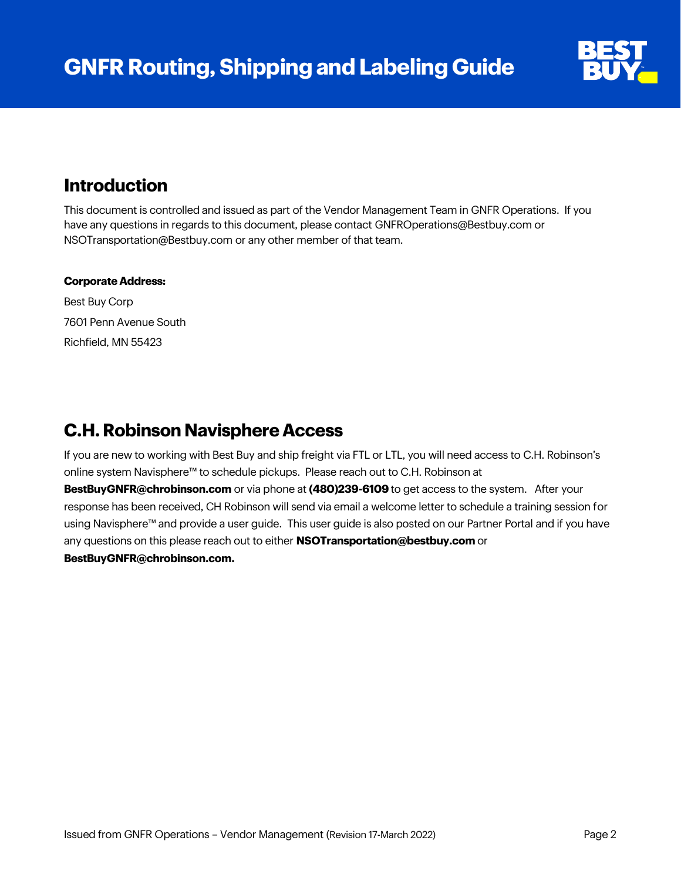## Introduction

This document is controlled and issued as part of the Vendor Management Team in GNFR Operations. If you have any questions in regards to this document, please contact GNFROperations@Bestbuy.com or NSOTransportation@Bestbuy.com or any other member of that team.

**Corporate Address:**

Best Buy Corp

7601 Penn Avenue South

Richfield, MN 55423

## C.H. Robinson Navisphere Access

If you are new to working with Best Buy and ship freight via FTL or LTL, you will need access to C.H. Robinson's online system Navisphere™ to schedule pickups. Please reach out to C.H. Robinson at **BestBuyGNFR@chrobinson.com** or via phone at **(480)239-6109** to get access to the system. After your response has been received, CH Robinson will send via email a welcome letter to schedule a training session for using Navisphere™ and provide a user guide. This user guide is also posted on our Partner Portal and if you have any questions on this please reach out to either **NSOTransportation@bestbuy.com** or **BestBuyGNFR@chrobinson.com.**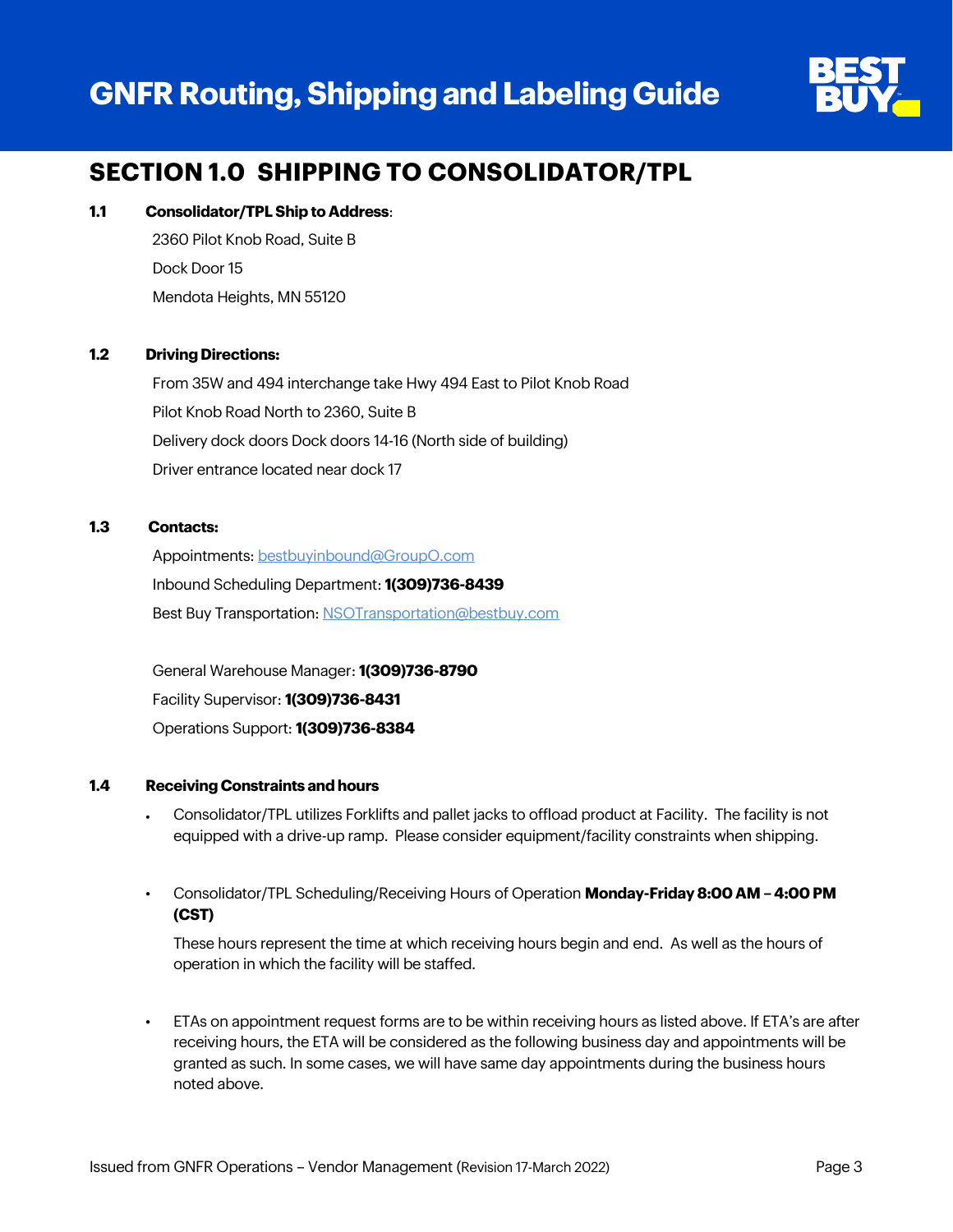# SECTION 1.0 SHIPPING TO CONSOLIDATOR/TPL

**1.1 Consolidator/TPL Ship to Address**:

2360 Pilot Knob Road, Suite B

Dock Door 15

Mendota Heights, MN 55120

**1.2 Driving Directions:**

From 35W and 494 interchange take Hwy 494 East to Pilot Knob Road

Pilot Knob Road North to 2360, Suite B

Delivery dock doors Dock doors 14-16 (North side of building)

Driver entrance located near dock 17

**1.3 Contacts:**

Appointments: bestbuyinbound@GroupO.com

Inbound Scheduling Department: **1(309)736-8439**

Best Buy Transportation: NSOTransportation@bestbuy.com

General Warehouse Manager: **1(309)736-8790**

Facility Supervisor: **1(309)736-8431**

Operations Support: **1(309)736-8384**

**1.4 Receiving Constraints and hours**

- Consolidator/TPL utilizes Forklifts and pallet jacks to offload product at Facility. The facility is not equipped with a drive-up ramp. Please consider equipment/facility constraints when shipping.

- Consolidator/TPL Scheduling/Receiving Hours of Operation **Monday-Friday 8:00 AM – 4:00 PM (CST)**

  These hours represent the time at which receiving hours begin and end. As well as the hours of operation in which the facility will be staffed.

- ETAs on appointment request forms are to be within receiving hours as listed above. If ETA's are after receiving hours, the ETA will be considered as the following business day and appointments will be granted as such. In some cases, we will have same day appointments during the business hours noted above.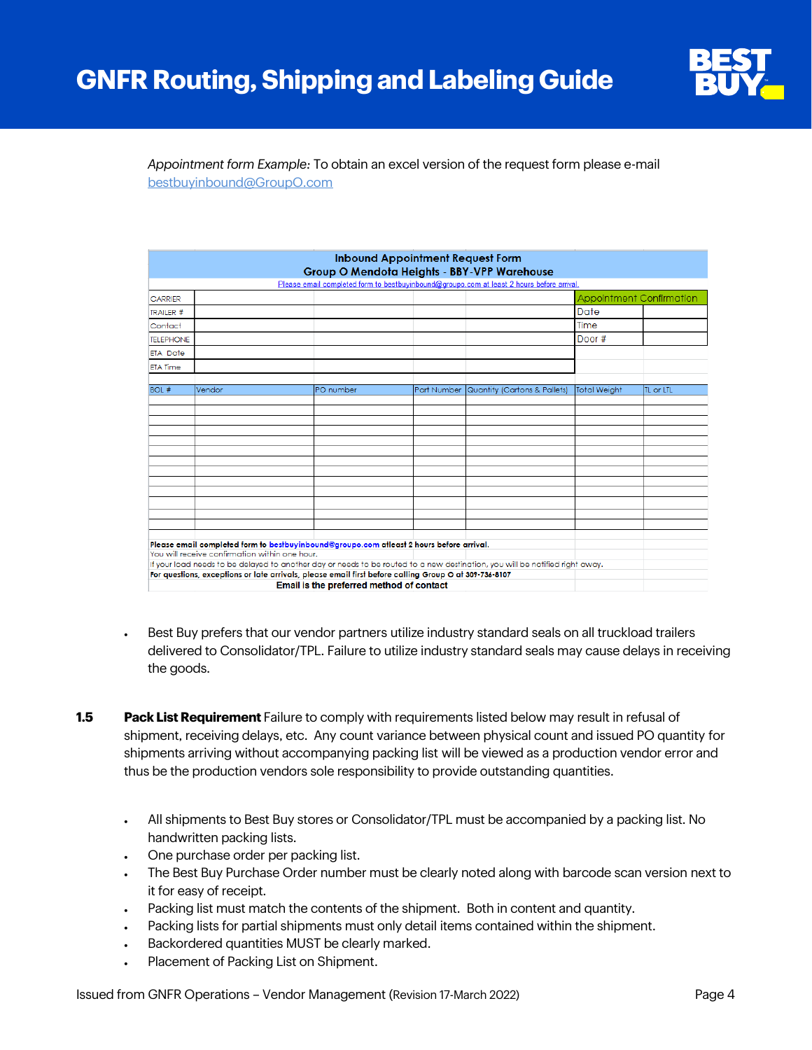*Appointment form Example:* To obtain an excel version of the request form please e-mail bestbuyinbound@GroupO.com

| Inbound Appointment Request Form<br>Group O Mendota Heights - BBY-VPP Warehouse<br>Please email completed form to bestbuyinbound@groupo.com at least 2 hours before arrival. | | | | | | |
|---|---|---|---|---|---|---|
| CARRIER | | | | | Appointment Confirmation | |
| TRAILER # | | | | | Date | |
| Contact | | | | | Time | |
| TELEPHONE | | | | | Door # | |
| ETA Date | | | | | | |
| ETA Time | | | | | | |
| BOL # | Vendor | PO number | Part Number | Quantity (Cartons & Pallets) | Total Weight | TL or LTL |
| | | | | | | |
| | | | | | | |
| | | | | | | |
| | | | | | | |
| | | | | | | |
| | | | | | | |
| | | | | | | |
| | | | | | | |
| | | | | | | |
| | | | | | | |
| | | | | | | |
| | | | | | | |
| | | | | | | |
| **Please email completed form to bestbuyinbound@groupo.com atleast 2 hours before arrival.** | | | | | | |
| You will receive confirmation within one hour. | | | | | | |
| If your load needs to be delayed to another day or needs to be routed to a new destination, you will be notified right away. | | | | | | |
| **For questions, exceptions or late arrivals, please email first before calling Group O at 309-736-8107** | | | | | | |
| **Email is the preferred method of contact** | | | | | | |

- Best Buy prefers that our vendor partners utilize industry standard seals on all truckload trailers delivered to Consolidator/TPL. Failure to utilize industry standard seals may cause delays in receiving the goods.

**1.5 Pack List Requirement** Failure to comply with requirements listed below may result in refusal of shipment, receiving delays, etc. Any count variance between physical count and issued PO quantity for shipments arriving without accompanying packing list will be viewed as a production vendor error and thus be the production vendors sole responsibility to provide outstanding quantities.

- All shipments to Best Buy stores or Consolidator/TPL must be accompanied by a packing list. No handwritten packing lists.
- One purchase order per packing list.
- The Best Buy Purchase Order number must be clearly noted along with barcode scan version next to it for easy of receipt.
- Packing list must match the contents of the shipment. Both in content and quantity.
- Packing lists for partial shipments must only detail items contained within the shipment.
- Backordered quantities MUST be clearly marked.
- Placement of Packing List on Shipment.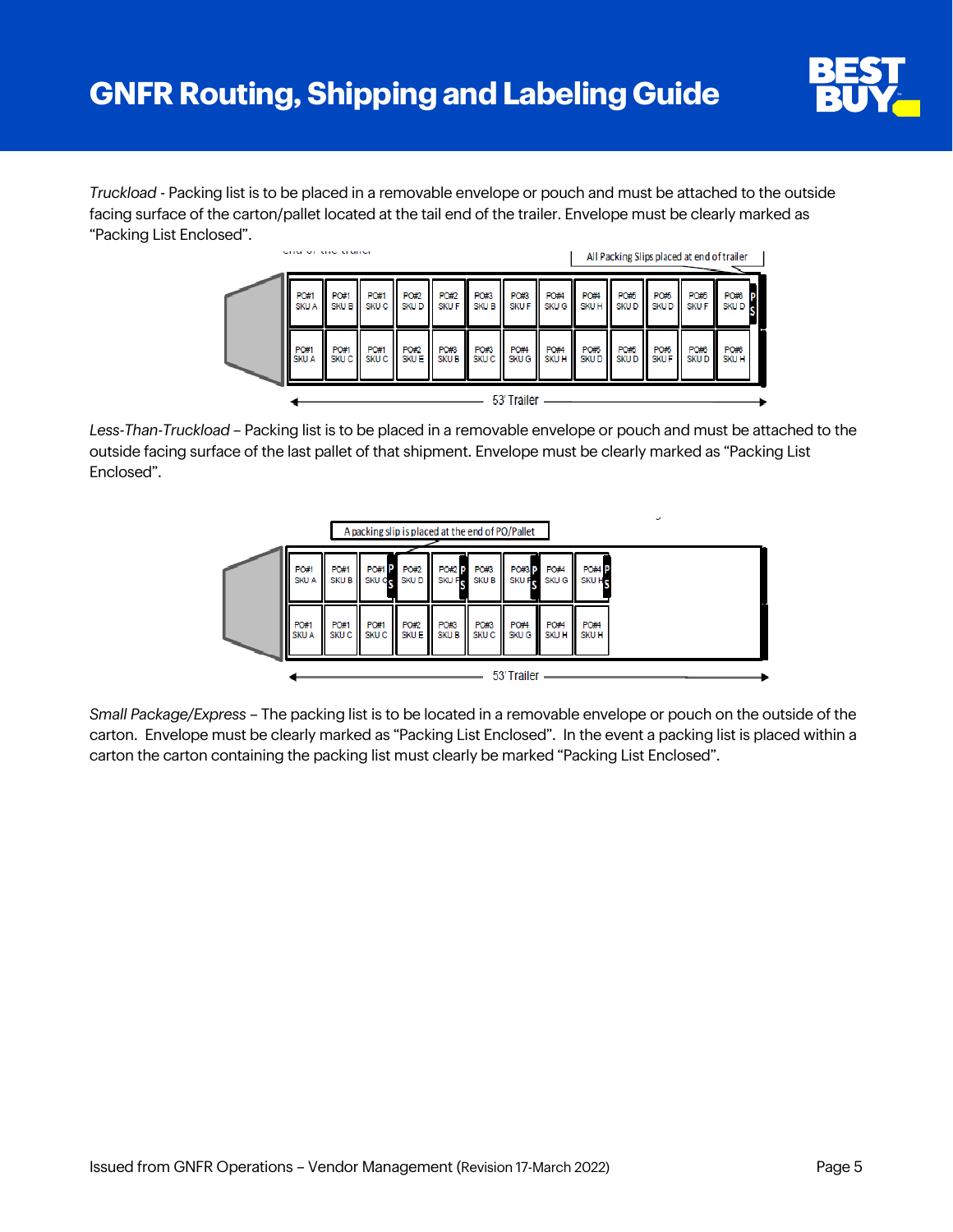*Truckload* - Packing list is to be placed in a removable envelope or pouch and must be attached to the outside facing surface of the carton/pallet located at the tail end of the trailer. Envelope must be clearly marked as "Packing List Enclosed".

*Less-Than-Truckload* – Packing list is to be placed in a removable envelope or pouch and must be attached to the outside facing surface of the last pallet of that shipment. Envelope must be clearly marked as "Packing List Enclosed".

*Small Package/Express* – The packing list is to be located in a removable envelope or pouch on the outside of the carton. Envelope must be clearly marked as "Packing List Enclosed". In the event a packing list is placed within a carton the carton containing the packing list must clearly be marked "Packing List Enclosed".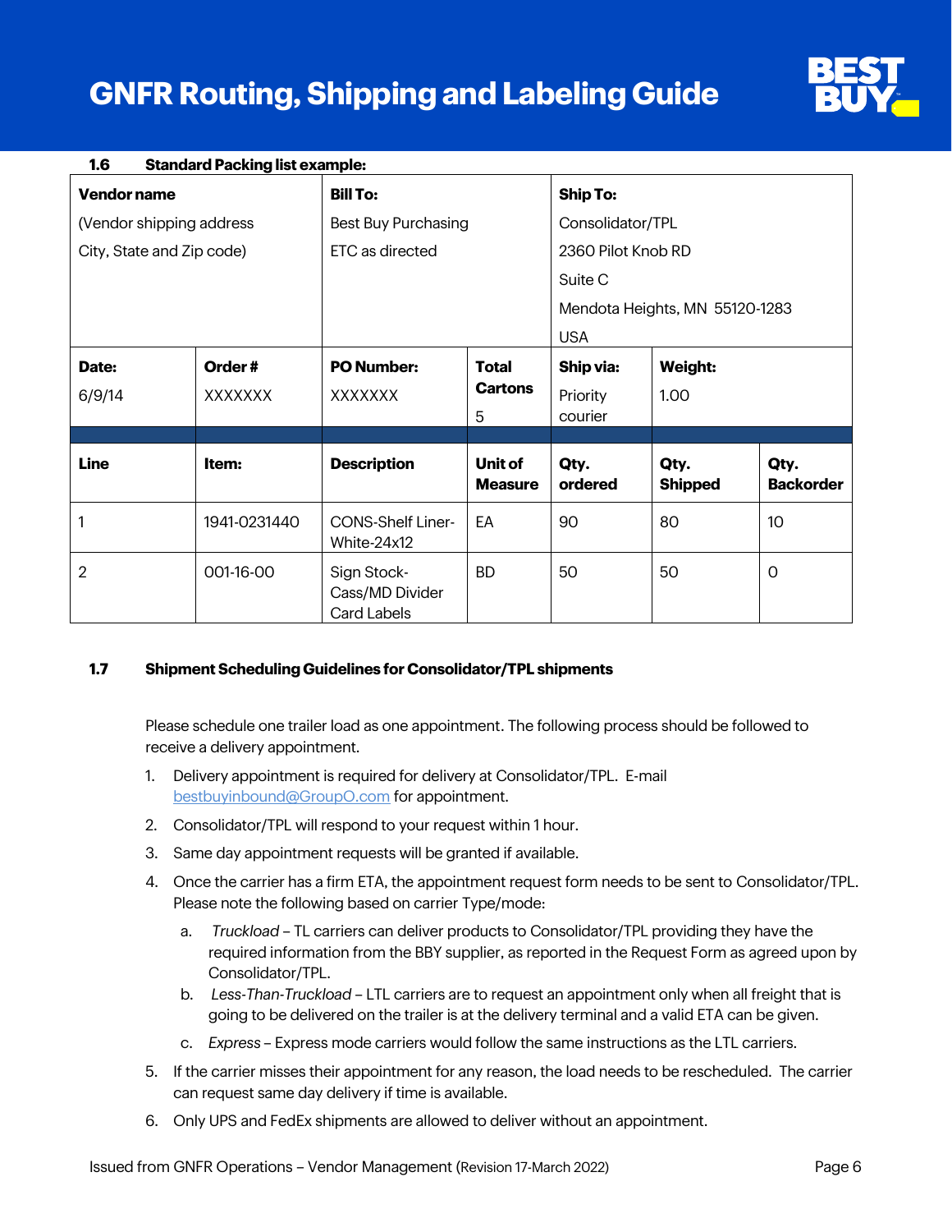### 1.6 Standard Packing list example:

| **Vendor name**<br>(Vendor shipping address<br>City, State and Zip code) | | **Bill To:**<br>Best Buy Purchasing<br>ETC as directed | | **Ship To:**<br>Consolidator/TPL<br>2360 Pilot Knob RD<br>Suite C<br>Mendota Heights, MN 55120-1283<br>USA | | |
|---|---|---|---|---|---|---|
| **Date:**<br>6/9/14 | **Order #**<br>XXXXXXX | **PO Number:**<br>XXXXXXX | **Total Cartons**<br>5 | **Ship via:**<br>Priority courier | **Weight:**<br>1.00 | |
| | | | | | | |
| **Line** | **Item:** | **Description** | **Unit of Measure** | **Qty. ordered** | **Qty. Shipped** | **Qty. Backorder** |
| 1 | 1941-0231440 | CONS-Shelf Liner-White-24x12 | EA | 90 | 80 | 10 |
| 2 | 001-16-00 | Sign Stock-Cass/MD Divider Card Labels | BD | 50 | 50 | 0 |

### 1.7 Shipment Scheduling Guidelines for Consolidator/TPL shipments

Please schedule one trailer load as one appointment. The following process should be followed to receive a delivery appointment.

1. Delivery appointment is required for delivery at Consolidator/TPL. E-mail bestbuyinbound@GroupO.com for appointment.
2. Consolidator/TPL will respond to your request within 1 hour.
3. Same day appointment requests will be granted if available.
4. Once the carrier has a firm ETA, the appointment request form needs to be sent to Consolidator/TPL. Please note the following based on carrier Type/mode:
   a. *Truckload* – TL carriers can deliver products to Consolidator/TPL providing they have the required information from the BBY supplier, as reported in the Request Form as agreed upon by Consolidator/TPL.
   b. *Less-Than-Truckload* – LTL carriers are to request an appointment only when all freight that is going to be delivered on the trailer is at the delivery terminal and a valid ETA can be given.
   c. *Express* – Express mode carriers would follow the same instructions as the LTL carriers.
5. If the carrier misses their appointment for any reason, the load needs to be rescheduled. The carrier can request same day delivery if time is available.
6. Only UPS and FedEx shipments are allowed to deliver without an appointment.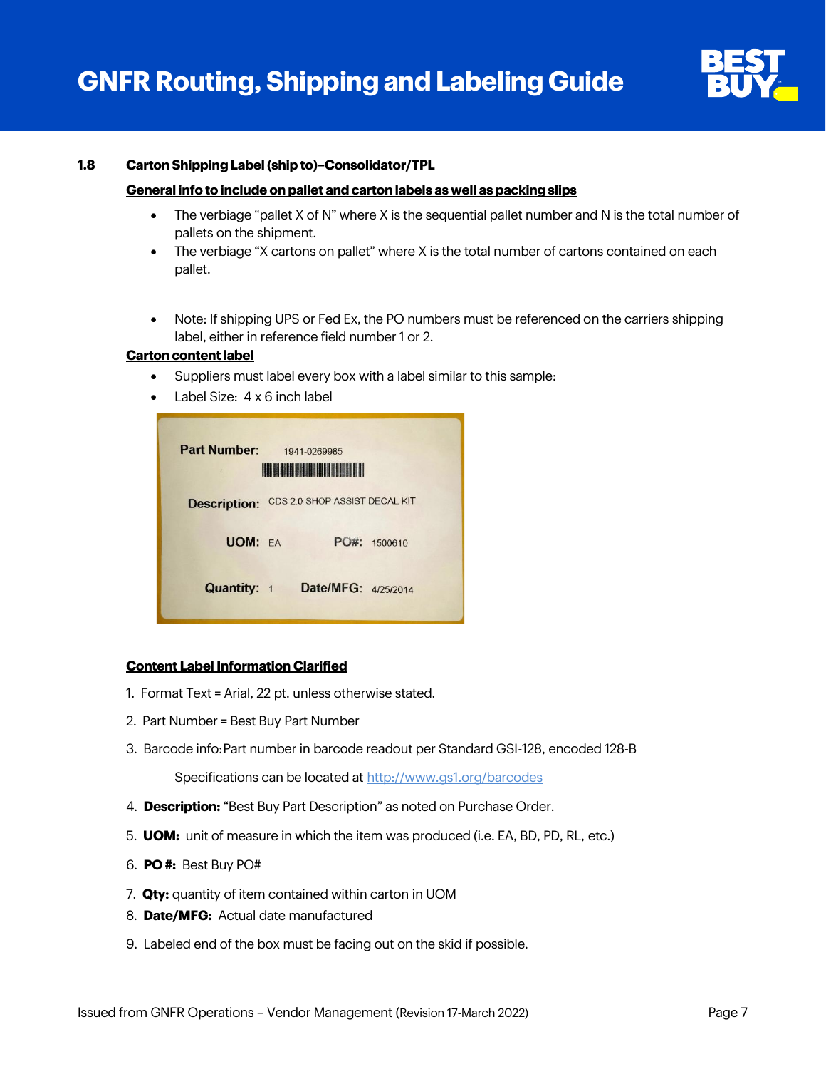## 1.8 Carton Shipping Label (ship to)–Consolidator/TPL

**General info to include on pallet and carton labels as well as packing slips**

- The verbiage "pallet X of N" where X is the sequential pallet number and N is the total number of pallets on the shipment.
- The verbiage "X cartons on pallet" where X is the total number of cartons contained on each pallet.

- Note: If shipping UPS or Fed Ex, the PO numbers must be referenced on the carriers shipping label, either in reference field number 1 or 2.

**Carton content label**

- Suppliers must label every box with a label similar to this sample:
- Label Size: 4 x 6 inch label

**Content Label Information Clarified**

1. Format Text = Arial, 22 pt. unless otherwise stated.
2. Part Number = Best Buy Part Number
3. Barcode info: Part number in barcode readout per Standard GSI-128, encoded 128-B

   Specifications can be located at http://www.gs1.org/barcodes
4. **Description:** "Best Buy Part Description" as noted on Purchase Order.
5. **UOM:** unit of measure in which the item was produced (i.e. EA, BD, PD, RL, etc.)
6. **PO #:** Best Buy PO#
7. **Qty:** quantity of item contained within carton in UOM
8. **Date/MFG:** Actual date manufactured
9. Labeled end of the box must be facing out on the skid if possible.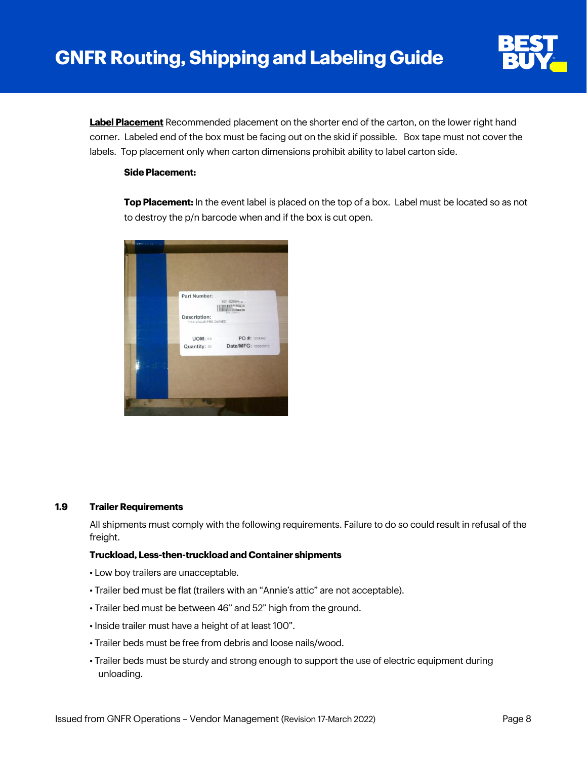**<u>Label Placement</u>** Recommended placement on the shorter end of the carton, on the lower right hand corner. Labeled end of the box must be facing out on the skid if possible. Box tape must not cover the labels. Top placement only when carton dimensions prohibit ability to label carton side.

**Side Placement:**

**Top Placement:** In the event label is placed on the top of a box. Label must be located so as not to destroy the p/n barcode when and if the box is cut open.

## 1.9 Trailer Requirements

All shipments must comply with the following requirements. Failure to do so could result in refusal of the freight.

**Truckload, Less-then-truckload and Container shipments**

- Low boy trailers are unacceptable.
- Trailer bed must be flat (trailers with an "Annie's attic" are not acceptable).
- Trailer bed must be between 46" and 52" high from the ground.
- Inside trailer must have a height of at least 100".
- Trailer beds must be free from debris and loose nails/wood.
- Trailer beds must be sturdy and strong enough to support the use of electric equipment during unloading.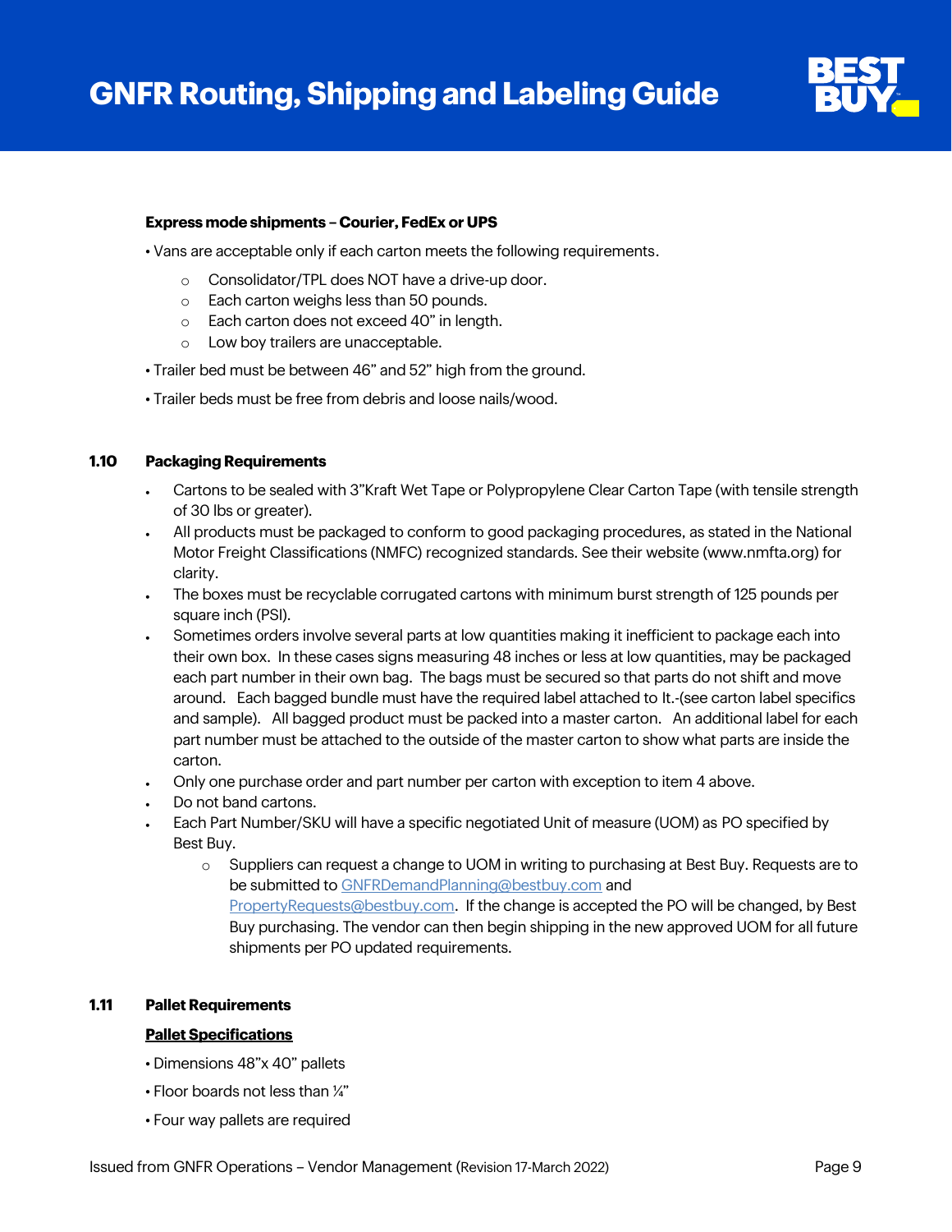**Express mode shipments – Courier, FedEx or UPS**

• Vans are acceptable only if each carton meets the following requirements.

- Consolidator/TPL does NOT have a drive-up door.
- Each carton weighs less than 50 pounds.
- Each carton does not exceed 40" in length.
- Low boy trailers are unacceptable.

• Trailer bed must be between 46" and 52" high from the ground.

• Trailer beds must be free from debris and loose nails/wood.

## 1.10 Packaging Requirements

- Cartons to be sealed with 3"Kraft Wet Tape or Polypropylene Clear Carton Tape (with tensile strength of 30 lbs or greater).
- All products must be packaged to conform to good packaging procedures, as stated in the National Motor Freight Classifications (NMFC) recognized standards. See their website (www.nmfta.org) for clarity.
- The boxes must be recyclable corrugated cartons with minimum burst strength of 125 pounds per square inch (PSI).
- Sometimes orders involve several parts at low quantities making it inefficient to package each into their own box. In these cases signs measuring 48 inches or less at low quantities, may be packaged each part number in their own bag. The bags must be secured so that parts do not shift and move around. Each bagged bundle must have the required label attached to It.-(see carton label specifics and sample). All bagged product must be packed into a master carton. An additional label for each part number must be attached to the outside of the master carton to show what parts are inside the carton.
- Only one purchase order and part number per carton with exception to item 4 above.
- Do not band cartons.
- Each Part Number/SKU will have a specific negotiated Unit of measure (UOM) as PO specified by Best Buy.
  - Suppliers can request a change to UOM in writing to purchasing at Best Buy. Requests are to be submitted to GNFRDemandPlanning@bestbuy.com and PropertyRequests@bestbuy.com. If the change is accepted the PO will be changed, by Best Buy purchasing. The vendor can then begin shipping in the new approved UOM for all future shipments per PO updated requirements.

## 1.11 Pallet Requirements

**Pallet Specifications**

• Dimensions 48"x 40" pallets

• Floor boards not less than ¼"

• Four way pallets are required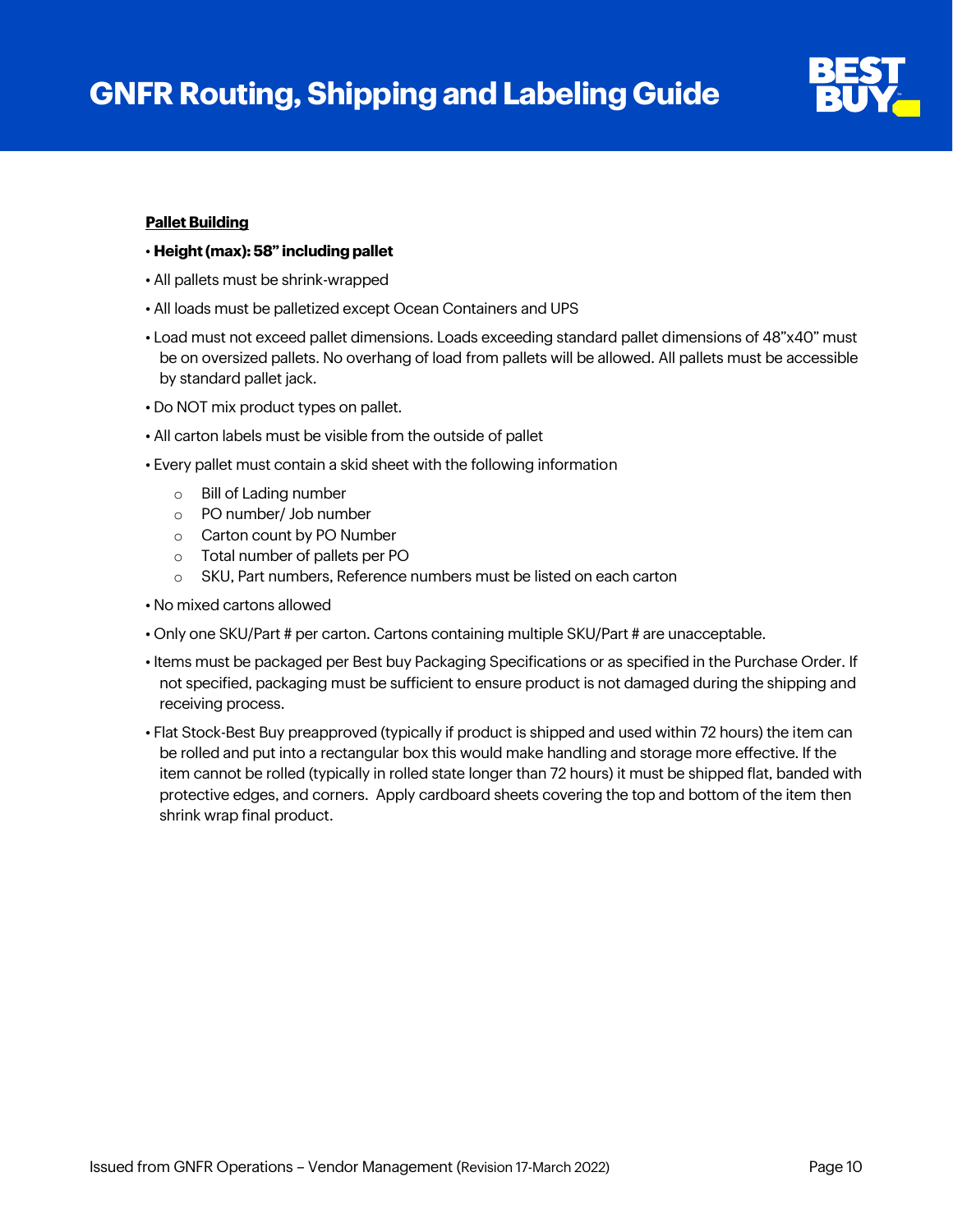**Pallet Building**

- **Height (max): 58" including pallet**
- All pallets must be shrink-wrapped
- All loads must be palletized except Ocean Containers and UPS
- Load must not exceed pallet dimensions. Loads exceeding standard pallet dimensions of 48"x40" must be on oversized pallets. No overhang of load from pallets will be allowed. All pallets must be accessible by standard pallet jack.
- Do NOT mix product types on pallet.
- All carton labels must be visible from the outside of pallet
- Every pallet must contain a skid sheet with the following information
  - Bill of Lading number
  - PO number/ Job number
  - Carton count by PO Number
  - Total number of pallets per PO
  - SKU, Part numbers, Reference numbers must be listed on each carton
- No mixed cartons allowed
- Only one SKU/Part # per carton. Cartons containing multiple SKU/Part # are unacceptable.
- Items must be packaged per Best buy Packaging Specifications or as specified in the Purchase Order. If not specified, packaging must be sufficient to ensure product is not damaged during the shipping and receiving process.
- Flat Stock-Best Buy preapproved (typically if product is shipped and used within 72 hours) the item can be rolled and put into a rectangular box this would make handling and storage more effective. If the item cannot be rolled (typically in rolled state longer than 72 hours) it must be shipped flat, banded with protective edges, and corners. Apply cardboard sheets covering the top and bottom of the item then shrink wrap final product.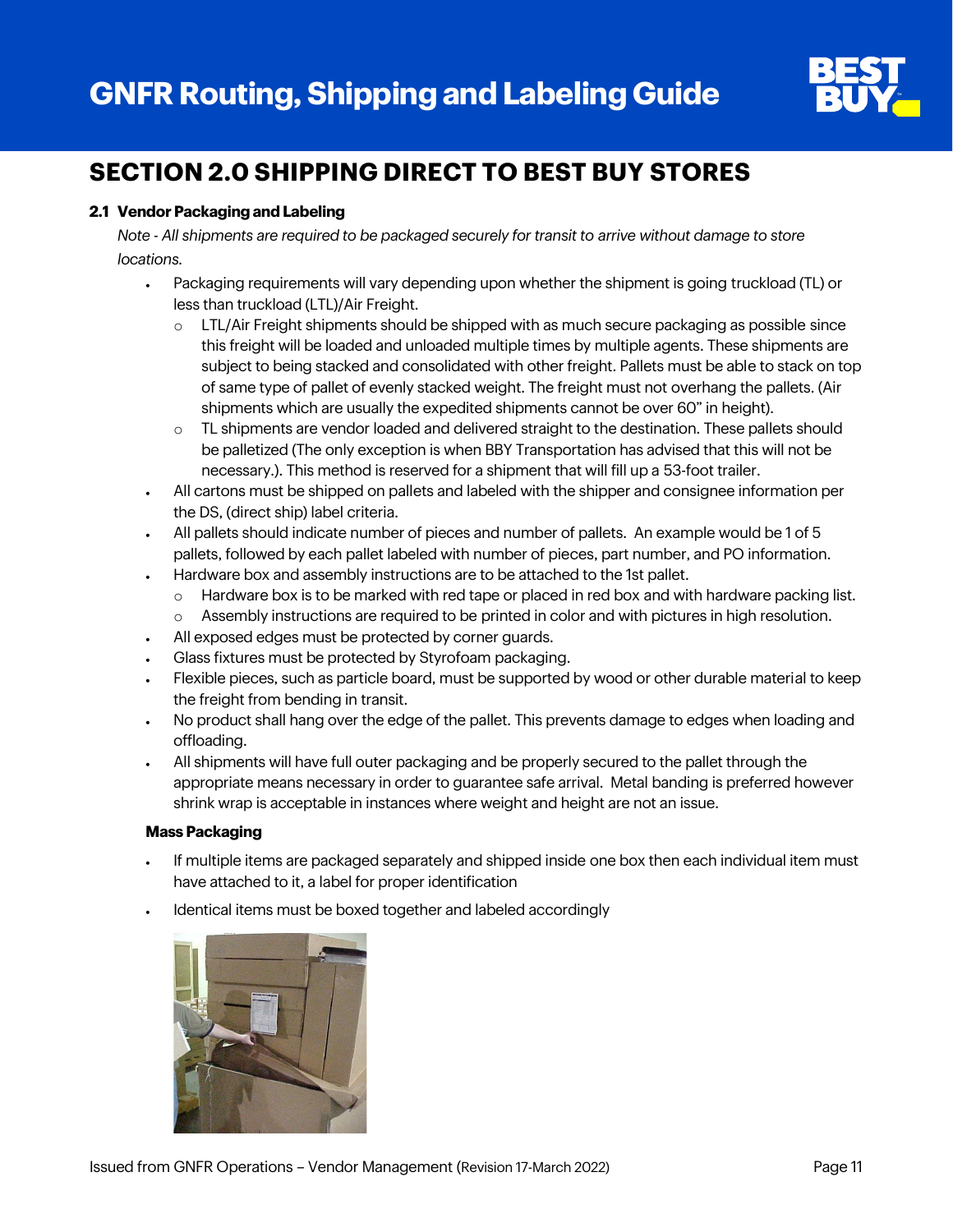# SECTION 2.0 SHIPPING DIRECT TO BEST BUY STORES

### 2.1 Vendor Packaging and Labeling

*Note - All shipments are required to be packaged securely for transit to arrive without damage to store locations.*

- Packaging requirements will vary depending upon whether the shipment is going truckload (TL) or less than truckload (LTL)/Air Freight.
  - LTL/Air Freight shipments should be shipped with as much secure packaging as possible since this freight will be loaded and unloaded multiple times by multiple agents. These shipments are subject to being stacked and consolidated with other freight. Pallets must be able to stack on top of same type of pallet of evenly stacked weight. The freight must not overhang the pallets. (Air shipments which are usually the expedited shipments cannot be over 60" in height).
  - TL shipments are vendor loaded and delivered straight to the destination. These pallets should be palletized (The only exception is when BBY Transportation has advised that this will not be necessary.). This method is reserved for a shipment that will fill up a 53-foot trailer.
- All cartons must be shipped on pallets and labeled with the shipper and consignee information per the DS, (direct ship) label criteria.
- All pallets should indicate number of pieces and number of pallets. An example would be 1 of 5 pallets, followed by each pallet labeled with number of pieces, part number, and PO information.
- Hardware box and assembly instructions are to be attached to the 1st pallet.
  - Hardware box is to be marked with red tape or placed in red box and with hardware packing list.
  - Assembly instructions are required to be printed in color and with pictures in high resolution.
- All exposed edges must be protected by corner guards.
- Glass fixtures must be protected by Styrofoam packaging.
- Flexible pieces, such as particle board, must be supported by wood or other durable material to keep the freight from bending in transit.
- No product shall hang over the edge of the pallet. This prevents damage to edges when loading and offloading.
- All shipments will have full outer packaging and be properly secured to the pallet through the appropriate means necessary in order to guarantee safe arrival. Metal banding is preferred however shrink wrap is acceptable in instances where weight and height are not an issue.

**Mass Packaging**

- If multiple items are packaged separately and shipped inside one box then each individual item must have attached to it, a label for proper identification
- Identical items must be boxed together and labeled accordingly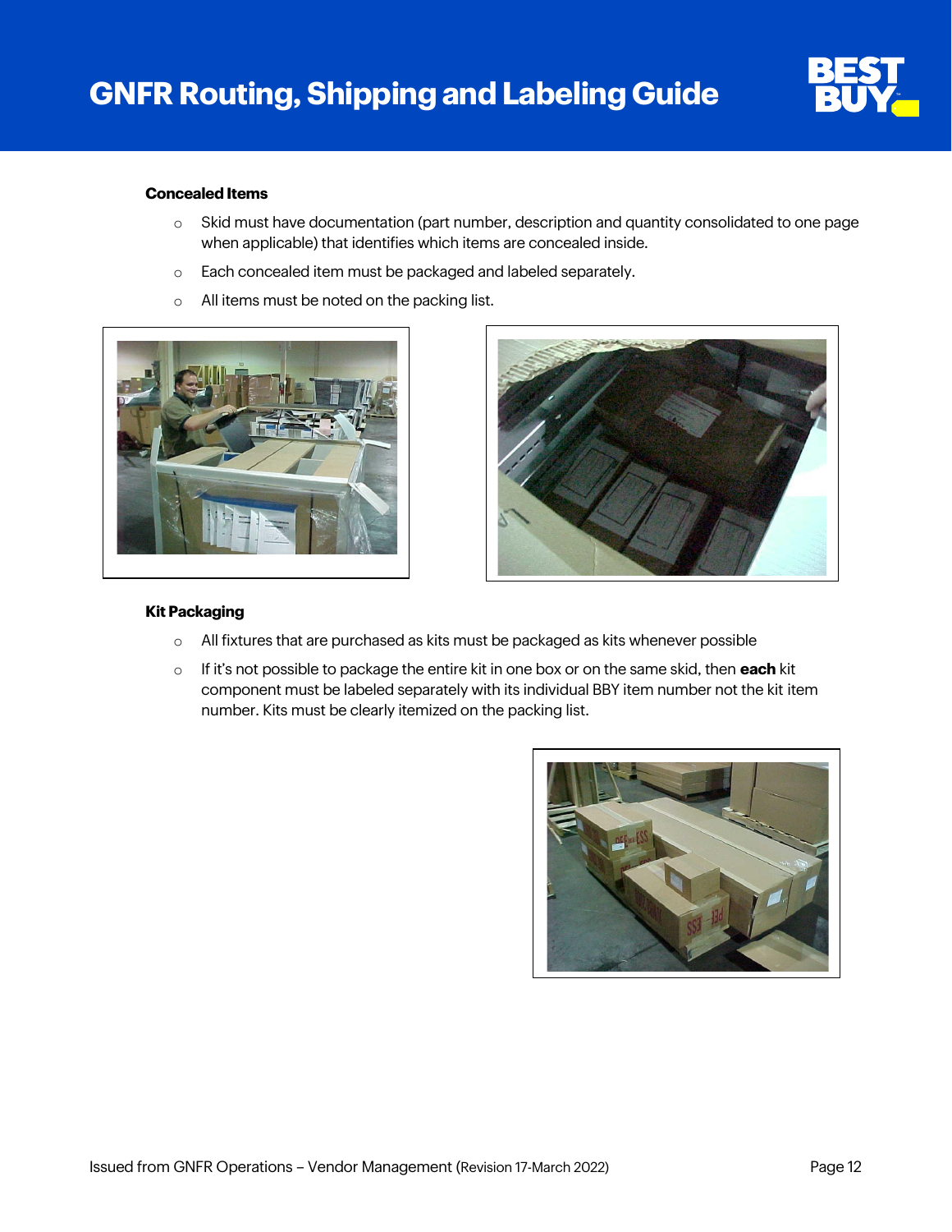**Concealed Items**

- Skid must have documentation (part number, description and quantity consolidated to one page when applicable) that identifies which items are concealed inside.
- Each concealed item must be packaged and labeled separately.
- All items must be noted on the packing list.

**Kit Packaging**

- All fixtures that are purchased as kits must be packaged as kits whenever possible
- If it's not possible to package the entire kit in one box or on the same skid, then **each** kit component must be labeled separately with its individual BBY item number not the kit item number. Kits must be clearly itemized on the packing list.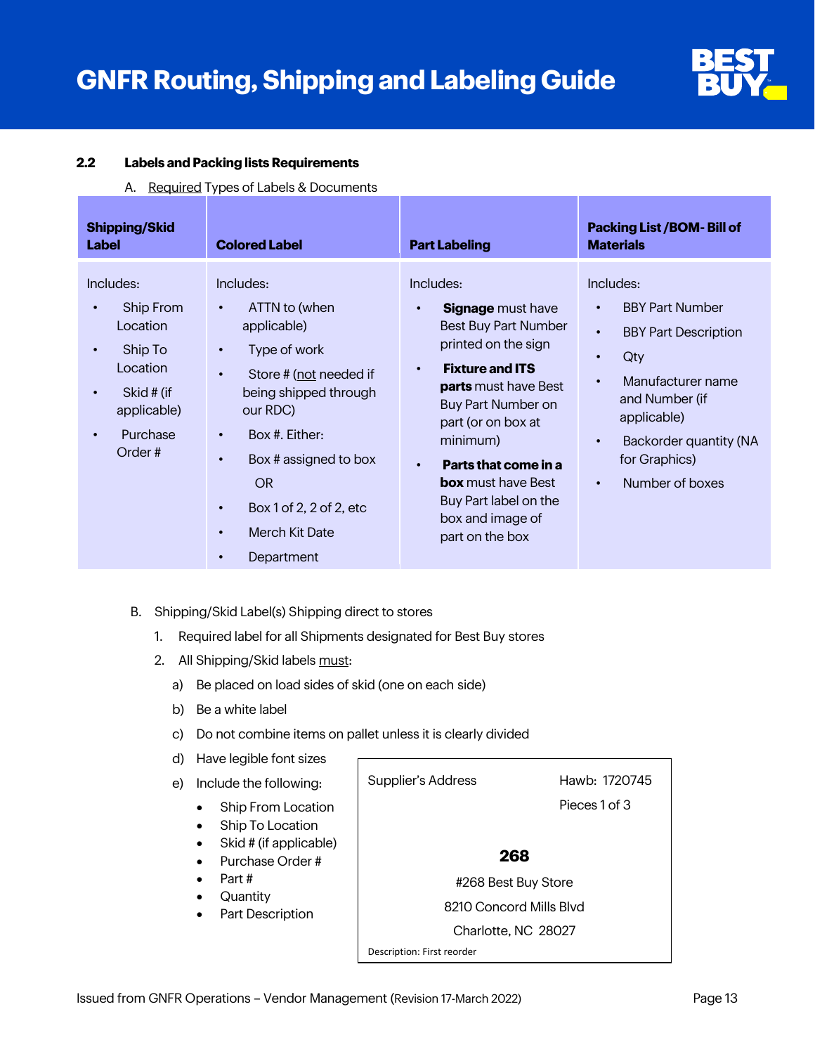### 2.2 Labels and Packing lists Requirements

A. Required Types of Labels & Documents

| Shipping/Skid Label | Colored Label | Part Labeling | Packing List /BOM- Bill of Materials |
|---|---|---|---|
| Includes:<br>• Ship From Location<br>• Ship To Location<br>• Skid # (if applicable)<br>• Purchase Order # | Includes:<br>• ATTN to (when applicable)<br>• Type of work<br>• Store # (not needed if being shipped through our RDC)<br>• Box #. Either:<br>• Box # assigned to box<br>OR<br>• Box 1 of 2, 2 of 2, etc<br>• Merch Kit Date<br>• Department | Includes:<br>• **Signage** must have Best Buy Part Number printed on the sign<br>• **Fixture and ITS parts** must have Best Buy Part Number on part (or on box at minimum)<br>• **Parts that come in a box** must have Best Buy Part label on the box and image of part on the box | Includes:<br>• BBY Part Number<br>• BBY Part Description<br>• Qty<br>• Manufacturer name and Number (if applicable)<br>• Backorder quantity (NA for Graphics)<br>• Number of boxes |

B. Shipping/Skid Label(s) Shipping direct to stores

1. Required label for all Shipments designated for Best Buy stores
2. All Shipping/Skid labels must:
   a) Be placed on load sides of skid (one on each side)
   b) Be a white label
   c) Do not combine items on pallet unless it is clearly divided
   d) Have legible font sizes
   e) Include the following:
      - Ship From Location
      - Ship To Location
      - Skid # (if applicable)
      - Purchase Order #
      - Part #
      - Quantity
      - Part Description

Supplier's Address

Hawb: 1720745

Pieces 1 of 3

**268**

#268 Best Buy Store

8210 Concord Mills Blvd

Charlotte, NC 28027

Description: First reorder

Issued from GNFR Operations – Vendor Management (Revision 17-March 2022)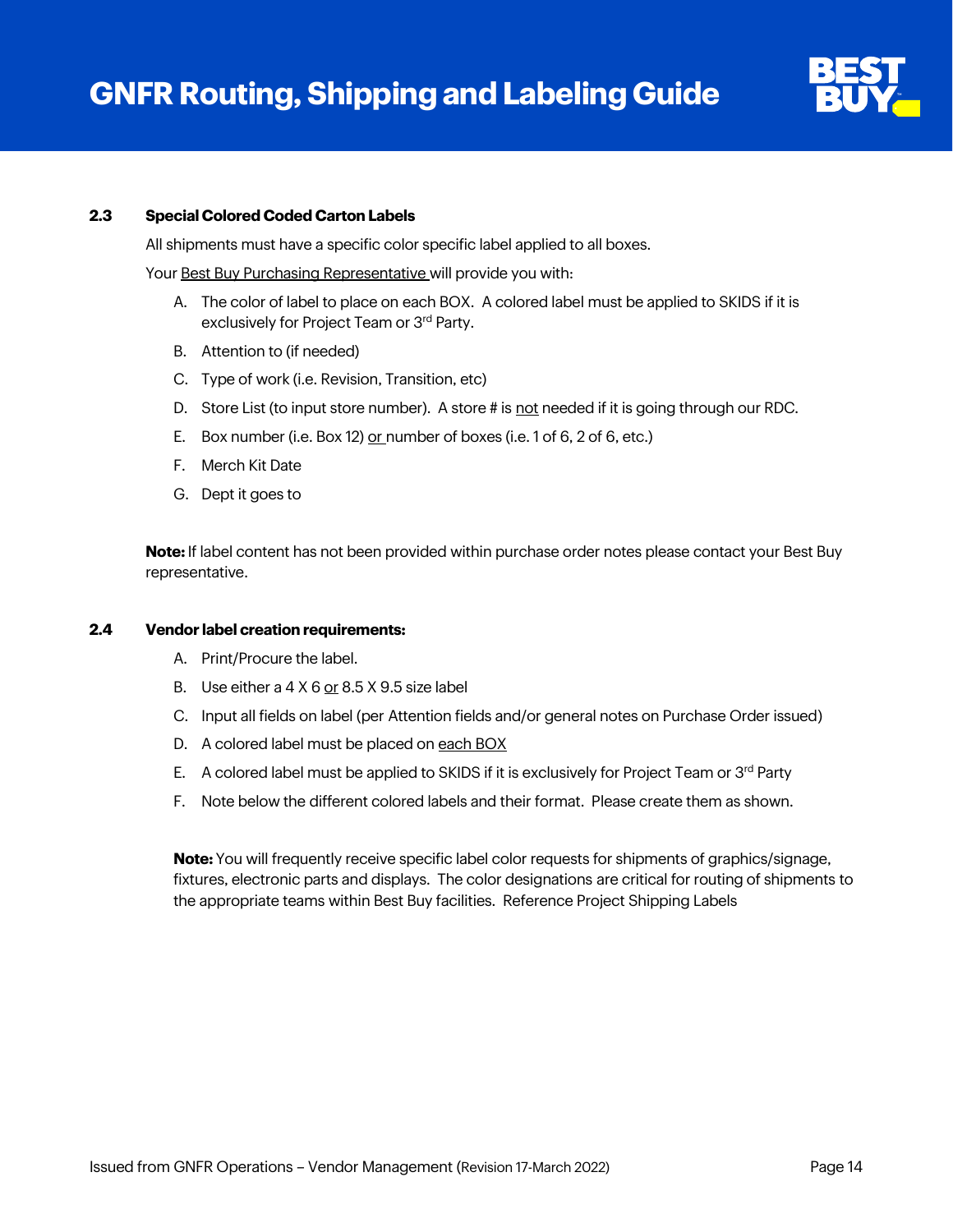### 2.3 Special Colored Coded Carton Labels

All shipments must have a specific color specific label applied to all boxes.

Your Best Buy Purchasing Representative will provide you with:

A. The color of label to place on each BOX. A colored label must be applied to SKIDS if it is exclusively for Project Team or 3rd Party.

B. Attention to (if needed)

C. Type of work (i.e. Revision, Transition, etc)

D. Store List (to input store number). A store # is not needed if it is going through our RDC.

E. Box number (i.e. Box 12) or number of boxes (i.e. 1 of 6, 2 of 6, etc.)

F. Merch Kit Date

G. Dept it goes to

**Note:** If label content has not been provided within purchase order notes please contact your Best Buy representative.

### 2.4 Vendor label creation requirements:

A. Print/Procure the label.

B. Use either a 4 X 6 or 8.5 X 9.5 size label

C. Input all fields on label (per Attention fields and/or general notes on Purchase Order issued)

D. A colored label must be placed on each BOX

E. A colored label must be applied to SKIDS if it is exclusively for Project Team or 3rd Party

F. Note below the different colored labels and their format. Please create them as shown.

**Note:** You will frequently receive specific label color requests for shipments of graphics/signage, fixtures, electronic parts and displays. The color designations are critical for routing of shipments to the appropriate teams within Best Buy facilities. Reference Project Shipping Labels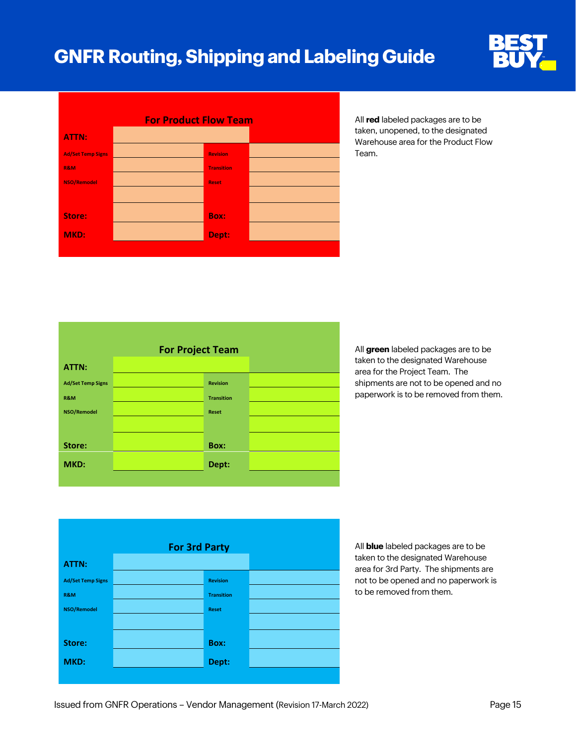| For Product Flow Team | | | |
|---|---|---|---|
| ATTN: | | | |
| Ad/Set Temp Signs | | Revision | |
| R&M | | Transition | |
| NSO/Remodel | | Reset | |
| | | | |
| Store: | | Box: | |
| MKD: | | Dept: | |

All **red** labeled packages are to be taken, unopened, to the designated Warehouse area for the Product Flow Team.

| For Project Team | | | |
|---|---|---|---|
| ATTN: | | | |
| Ad/Set Temp Signs | | Revision | |
| R&M | | Transition | |
| NSO/Remodel | | Reset | |
| | | | |
| Store: | | Box: | |
| MKD: | | Dept: | |

All **green** labeled packages are to be taken to the designated Warehouse area for the Project Team. The shipments are not to be opened and no paperwork is to be removed from them.

| For 3rd Party | | | |
|---|---|---|---|
| ATTN: | | | |
| Ad/Set Temp Signs | | Revision | |
| R&M | | Transition | |
| NSO/Remodel | | Reset | |
| | | | |
| Store: | | Box: | |
| MKD: | | Dept: | |

All **blue** labeled packages are to be taken to the designated Warehouse area for 3rd Party. The shipments are not to be opened and no paperwork is to be removed from them.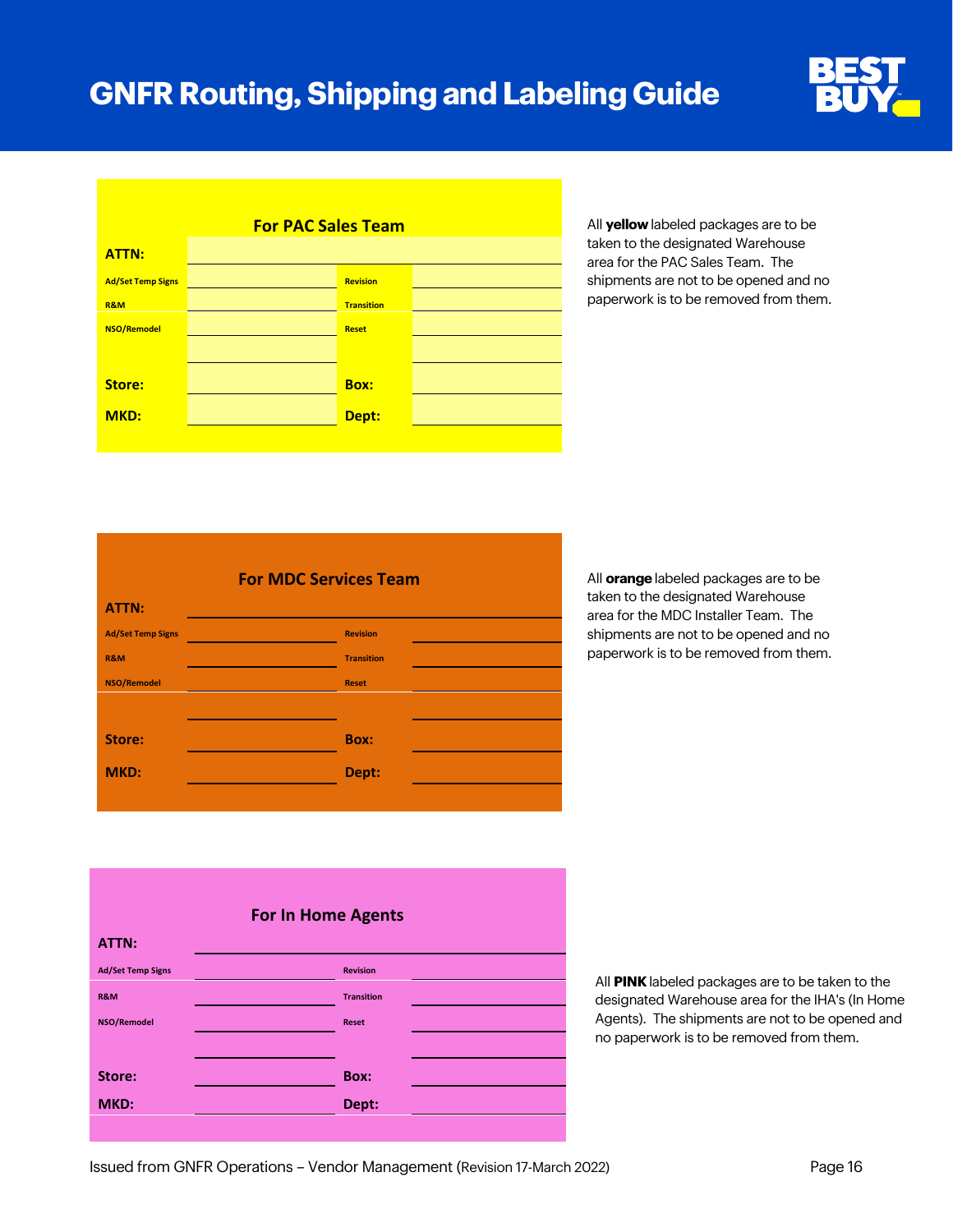| For PAC Sales Team | | | |
|---|---|---|---|
| ATTN: | | | |
| Ad/Set Temp Signs | | Revision | |
| R&M | | Transition | |
| NSO/Remodel | | Reset | |
| | | | |
| Store: | | Box: | |
| MKD: | | Dept: | |

All **yellow** labeled packages are to be taken to the designated Warehouse area for the PAC Sales Team. The shipments are not to be opened and no paperwork is to be removed from them.

| For MDC Services Team | | | |
|---|---|---|---|
| ATTN: | | | |
| Ad/Set Temp Signs | | Revision | |
| R&M | | Transition | |
| NSO/Remodel | | Reset | |
| | | | |
| Store: | | Box: | |
| MKD: | | Dept: | |

All **orange** labeled packages are to be taken to the designated Warehouse area for the MDC Installer Team. The shipments are not to be opened and no paperwork is to be removed from them.

| For In Home Agents | | | |
|---|---|---|---|
| ATTN: | | | |
| Ad/Set Temp Signs | | Revision | |
| R&M | | Transition | |
| NSO/Remodel | | Reset | |
| | | | |
| Store: | | Box: | |
| MKD: | | Dept: | |

All **PINK** labeled packages are to be taken to the designated Warehouse area for the IHA's (In Home Agents). The shipments are not to be opened and no paperwork is to be removed from them.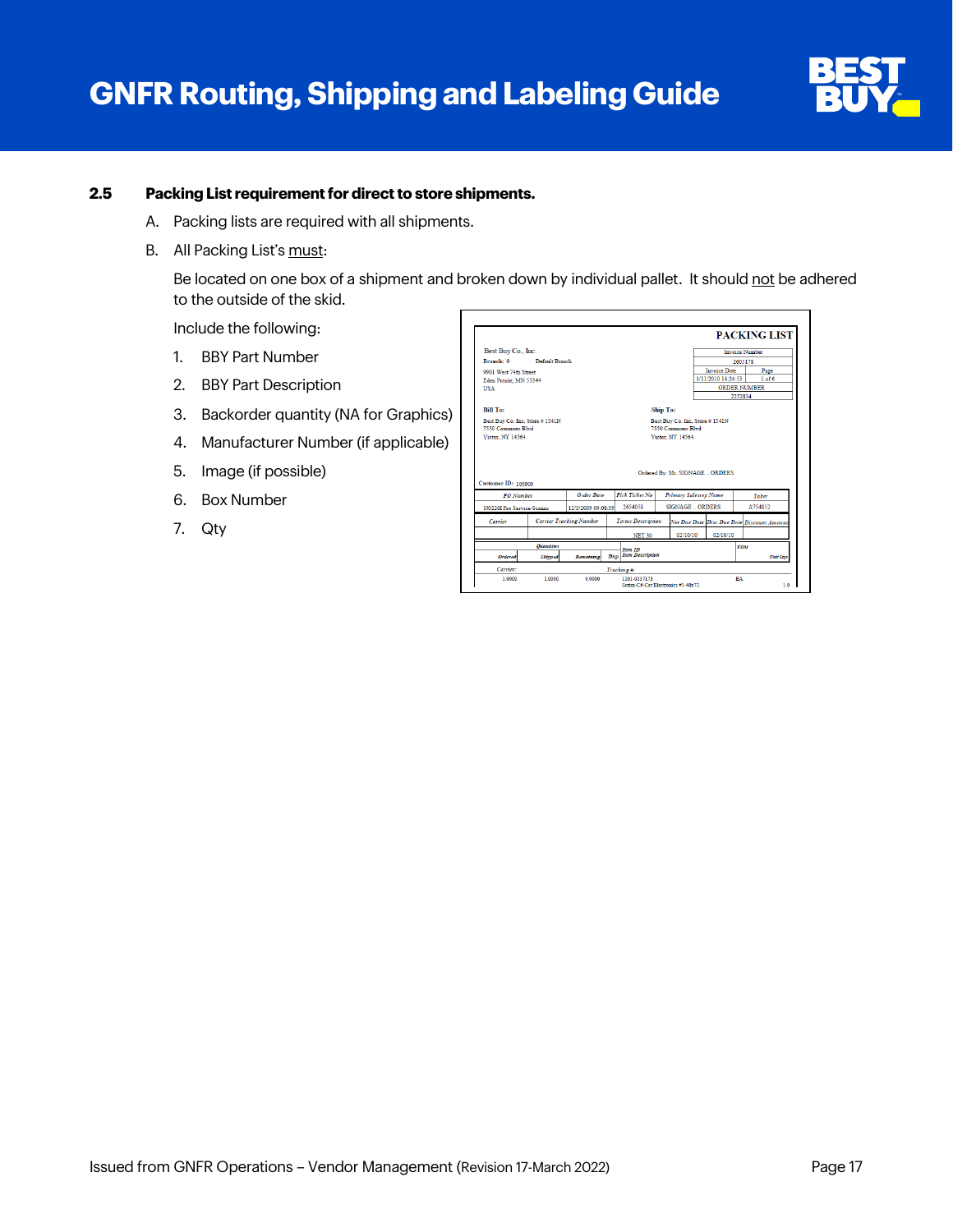## 2.5 Packing List requirement for direct to store shipments.

A. Packing lists are required with all shipments.

B. All Packing List's <u>must</u>:

Be located on one box of a shipment and broken down by individual pallet. It should <u>not</u> be adhered to the outside of the skid.

Include the following:

1. BBY Part Number
2. BBY Part Description
3. Backorder quantity (NA for Graphics)
4. Manufacturer Number (if applicable)
5. Image (if possible)
6. Box Number
7. Qty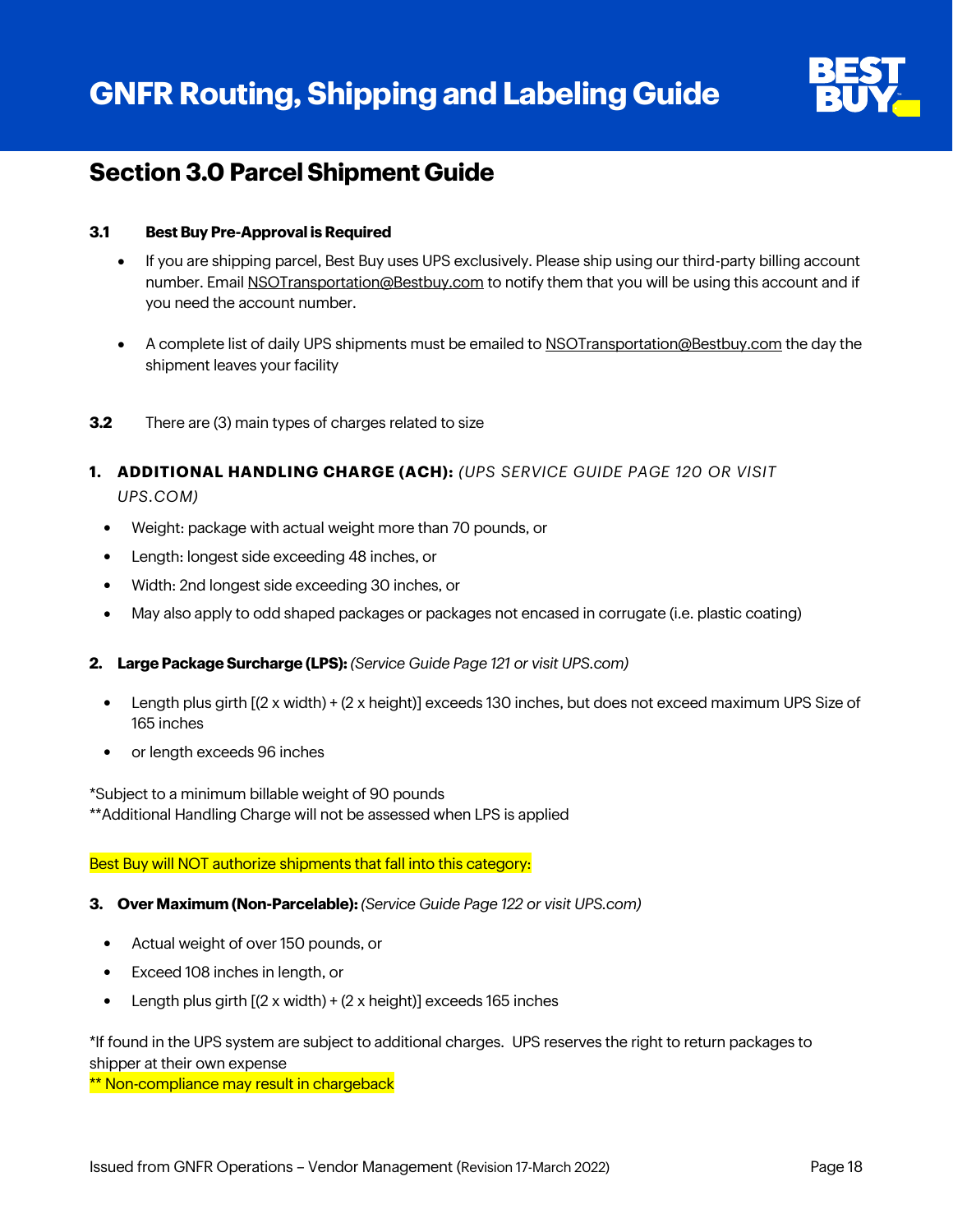## Section 3.0 Parcel Shipment Guide

**3.1 Best Buy Pre-Approval is Required**

- If you are shipping parcel, Best Buy uses UPS exclusively. Please ship using our third-party billing account number. Email NSOTransportation@Bestbuy.com to notify them that you will be using this account and if you need the account number.
- A complete list of daily UPS shipments must be emailed to NSOTransportation@Bestbuy.com the day the shipment leaves your facility

**3.2** There are (3) main types of charges related to size

1. **ADDITIONAL HANDLING CHARGE (ACH):** *(UPS SERVICE GUIDE PAGE 120 OR VISIT UPS.COM)*

- Weight: package with actual weight more than 70 pounds, or
- Length: longest side exceeding 48 inches, or
- Width: 2nd longest side exceeding 30 inches, or
- May also apply to odd shaped packages or packages not encased in corrugate (i.e. plastic coating)

2. **Large Package Surcharge (LPS):** *(Service Guide Page 121 or visit UPS.com)*

- Length plus girth [(2 x width) + (2 x height)] exceeds 130 inches, but does not exceed maximum UPS Size of 165 inches
- or length exceeds 96 inches

*Subject to a minimum billable weight of 90 pounds
**Additional Handling Charge will not be assessed when LPS is applied

Best Buy will NOT authorize shipments that fall into this category:

3. **Over Maximum (Non-Parcelable):** *(Service Guide Page 122 or visit UPS.com)*

- Actual weight of over 150 pounds, or
- Exceed 108 inches in length, or
- Length plus girth [(2 x width) + (2 x height)] exceeds 165 inches

*If found in the UPS system are subject to additional charges. UPS reserves the right to return packages to shipper at their own expense
** Non-compliance may result in chargeback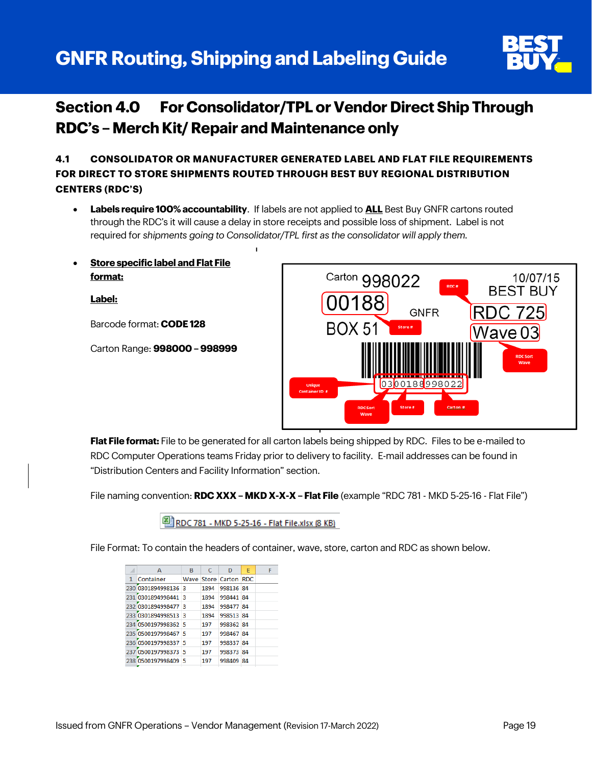## Section 4.0 For Consolidator/TPL or Vendor Direct Ship Through RDC's – Merch Kit/ Repair and Maintenance only

### 4.1 CONSOLIDATOR OR MANUFACTURER GENERATED LABEL AND FLAT FILE REQUIREMENTS FOR DIRECT TO STORE SHIPMENTS ROUTED THROUGH BEST BUY REGIONAL DISTRIBUTION CENTERS (RDC'S)

- **Labels require 100% accountability**. If labels are not applied to **ALL** Best Buy GNFR cartons routed through the RDC's it will cause a delay in store receipts and possible loss of shipment. Label is not required for *shipments going to Consolidator/TPL first as the consolidator will apply them.*

- **Store specific label and Flat File format:**

  **Label:**

  Barcode format: **CODE 128**

  Carton Range: **998000 – 998999**

  Carton 998022 | 10/07/15 | BEST BUY
  00188 (Store #) | GNFR | RDC 725 (RDC #)
  BOX 51 | Wave 03 (RDC Sort Wave)
  03 00188 998022 — Unique Container ID #: 03 = RDC Sort Wave, 00188 = Store #, 998022 = Carton #

  **Flat File format:** File to be generated for all carton labels being shipped by RDC. Files to be e-mailed to RDC Computer Operations teams Friday prior to delivery to facility. E-mail addresses can be found in "Distribution Centers and Facility Information" section.

  File naming convention: **RDC XXX – MKD X-X-X – Flat File** (example "RDC 781 - MKD 5-25-16 - Flat File")

  RDC 781 - MKD 5-25-16 - Flat File.xlsx (8 KB)

  File Format: To contain the headers of container, wave, store, carton and RDC as shown below.

| | A | B | C | D | E |
|---|---|---|---|---|---|
| 1 | Container | Wave | Store | Carton | RDC |
| 230 | 0301894998136 | 3 | 1894 | 998136 | 84 |
| 231 | 0301894998441 | 3 | 1894 | 998441 | 84 |
| 232 | 0301894998477 | 3 | 1894 | 998477 | 84 |
| 233 | 0301894998513 | 3 | 1894 | 998513 | 84 |
| 234 | 0500197998362 | 5 | 197 | 998362 | 84 |
| 235 | 0500197998467 | 5 | 197 | 998467 | 84 |
| 236 | 0500197998337 | 5 | 197 | 998337 | 84 |
| 237 | 0500197998373 | 5 | 197 | 998373 | 84 |
| 238 | 0500197998409 | 5 | 197 | 998409 | 84 |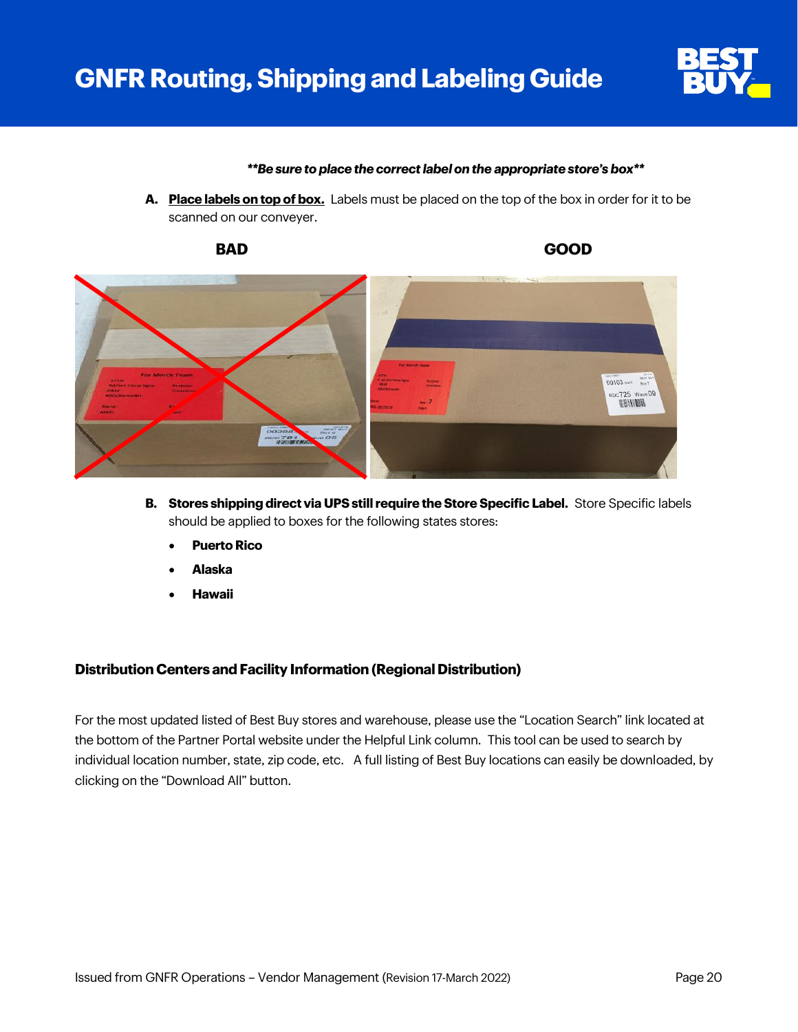***Be sure to place the correct label on the appropriate store's box***

**A.** **Place labels on top of box.** Labels must be placed on the top of the box in order for it to be scanned on our conveyer.

**BAD** **GOOD**

**B.** **Stores shipping direct via UPS still require the Store Specific Label.** Store Specific labels should be applied to boxes for the following states stores:

- **Puerto Rico**
- **Alaska**
- **Hawaii**

### Distribution Centers and Facility Information (Regional Distribution)

For the most updated listed of Best Buy stores and warehouse, please use the "Location Search" link located at the bottom of the Partner Portal website under the Helpful Link column. This tool can be used to search by individual location number, state, zip code, etc. A full listing of Best Buy locations can easily be downloaded, by clicking on the "Download All" button.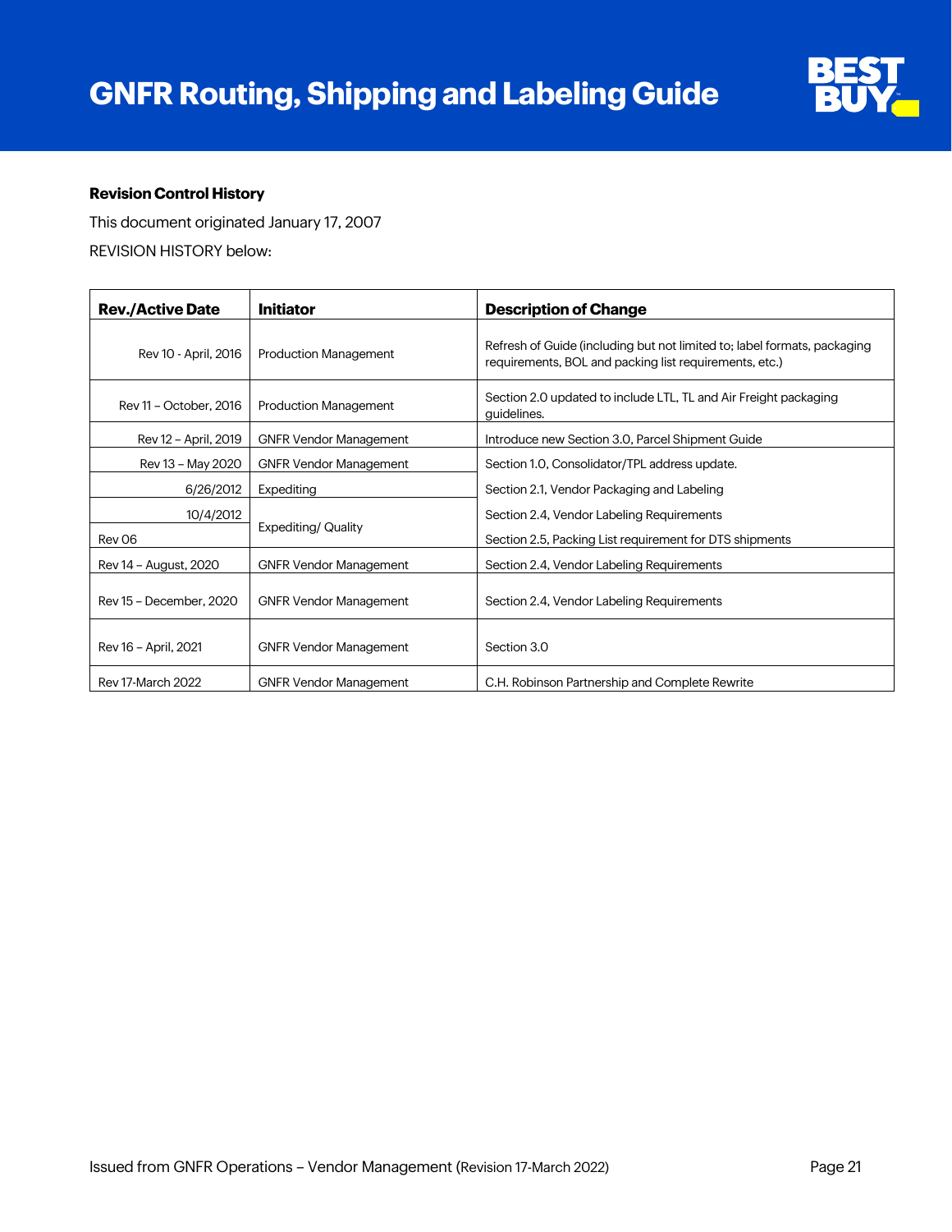# GNFR Routing, Shipping and Labeling Guide

**Revision Control History**

This document originated January 17, 2007

REVISION HISTORY below:

| Rev./Active Date | Initiator | Description of Change |
|---|---|---|
| Rev 10 - April, 2016 | Production Management | Refresh of Guide (including but not limited to; label formats, packaging requirements, BOL and packing list requirements, etc.) |
| Rev 11 – October, 2016 | Production Management | Section 2.0 updated to include LTL, TL and Air Freight packaging guidelines. |
| Rev 12 – April, 2019 | GNFR Vendor Management | Introduce new Section 3.0, Parcel Shipment Guide |
| Rev 13 – May 2020 | GNFR Vendor Management | Section 1.0, Consolidator/TPL address update. |
| 6/26/2012 | Expediting | Section 2.1, Vendor Packaging and Labeling |
| 10/4/2012 | Expediting/ Quality | Section 2.4, Vendor Labeling Requirements |
| Rev 06 | | Section 2.5, Packing List requirement for DTS shipments |
| Rev 14 – August, 2020 | GNFR Vendor Management | Section 2.4, Vendor Labeling Requirements |
| Rev 15 – December, 2020 | GNFR Vendor Management | Section 2.4, Vendor Labeling Requirements |
| Rev 16 – April, 2021 | GNFR Vendor Management | Section 3.0 |
| Rev 17-March 2022 | GNFR Vendor Management | C.H. Robinson Partnership and Complete Rewrite |

Issued from GNFR Operations – Vendor Management (Revision 17-March 2022)